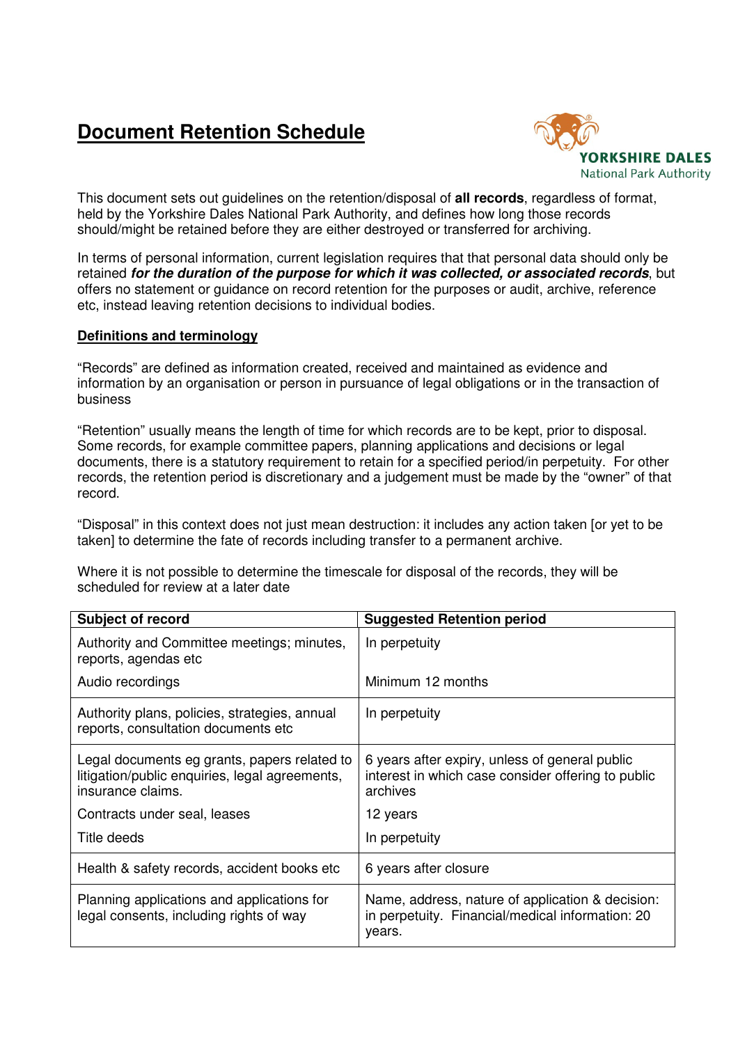# Document Retention Schedule

This document sets out guidelines on the retention/disposal of **all records**, regardless of format, held by the Yorkshire Dales National Park Authority, and defines how long those records should/might be retained before they are either destroyed or transferred for archiving.

In terms of personal information, current legislation requires that that personal data should only be retained ***for the duration of the purpose for which it was collected, or associated records***, but offers no statement or guidance on record retention for the purposes or audit, archive, reference etc, instead leaving retention decisions to individual bodies.

## Definitions and terminology

"Records" are defined as information created, received and maintained as evidence and information by an organisation or person in pursuance of legal obligations or in the transaction of business

"Retention" usually means the length of time for which records are to be kept, prior to disposal. Some records, for example committee papers, planning applications and decisions or legal documents, there is a statutory requirement to retain for a specified period/in perpetuity. For other records, the retention period is discretionary and a judgement must be made by the "owner" of that record.

"Disposal" in this context does not just mean destruction: it includes any action taken [or yet to be taken] to determine the fate of records including transfer to a permanent archive.

Where it is not possible to determine the timescale for disposal of the records, they will be scheduled for review at a later date

| Subject of record | Suggested Retention period |
|---|---|
| Authority and Committee meetings; minutes, reports, agendas etc | In perpetuity |
| Audio recordings | Minimum 12 months |
| Authority plans, policies, strategies, annual reports, consultation documents etc | In perpetuity |
| Legal documents eg grants, papers related to litigation/public enquiries, legal agreements, insurance claims. | 6 years after expiry, unless of general public interest in which case consider offering to public archives |
| Contracts under seal, leases | 12 years |
| Title deeds | In perpetuity |
| Health & safety records, accident books etc | 6 years after closure |
| Planning applications and applications for legal consents, including rights of way | Name, address, nature of application & decision: in perpetuity. Financial/medical information: 20 years. |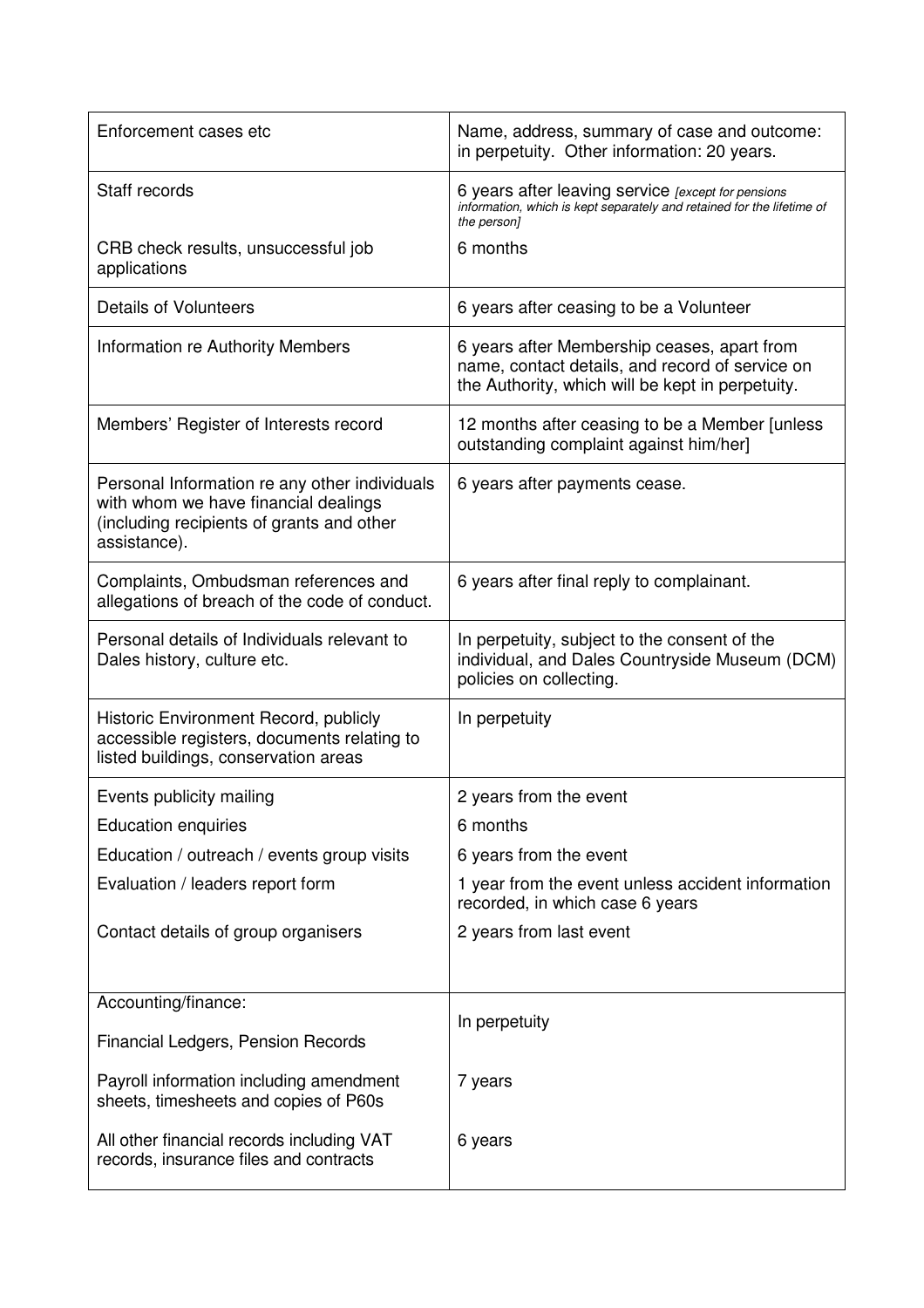| | |
|---|---|
| Enforcement cases etc | Name, address, summary of case and outcome: in perpetuity. Other information: 20 years. |
| Staff records<br><br>CRB check results, unsuccessful job applications | 6 years after leaving service *[except for pensions information, which is kept separately and retained for the lifetime of the person]*<br><br>6 months |
| Details of Volunteers | 6 years after ceasing to be a Volunteer |
| Information re Authority Members | 6 years after Membership ceases, apart from name, contact details, and record of service on the Authority, which will be kept in perpetuity. |
| Members' Register of Interests record | 12 months after ceasing to be a Member [unless outstanding complaint against him/her] |
| Personal Information re any other individuals with whom we have financial dealings (including recipients of grants and other assistance). | 6 years after payments cease. |
| Complaints, Ombudsman references and allegations of breach of the code of conduct. | 6 years after final reply to complainant. |
| Personal details of Individuals relevant to Dales history, culture etc. | In perpetuity, subject to the consent of the individual, and Dales Countryside Museum (DCM) policies on collecting. |
| Historic Environment Record, publicly accessible registers, documents relating to listed buildings, conservation areas | In perpetuity |
| Events publicity mailing<br>Education enquiries<br>Education / outreach / events group visits<br>Evaluation / leaders report form<br><br>Contact details of group organisers | 2 years from the event<br>6 months<br>6 years from the event<br>1 year from the event unless accident information recorded, in which case 6 years<br>2 years from last event |
| Accounting/finance:<br>Financial Ledgers, Pension Records<br><br>Payroll information including amendment sheets, timesheets and copies of P60s<br><br>All other financial records including VAT records, insurance files and contracts | In perpetuity<br><br>7 years<br><br>6 years |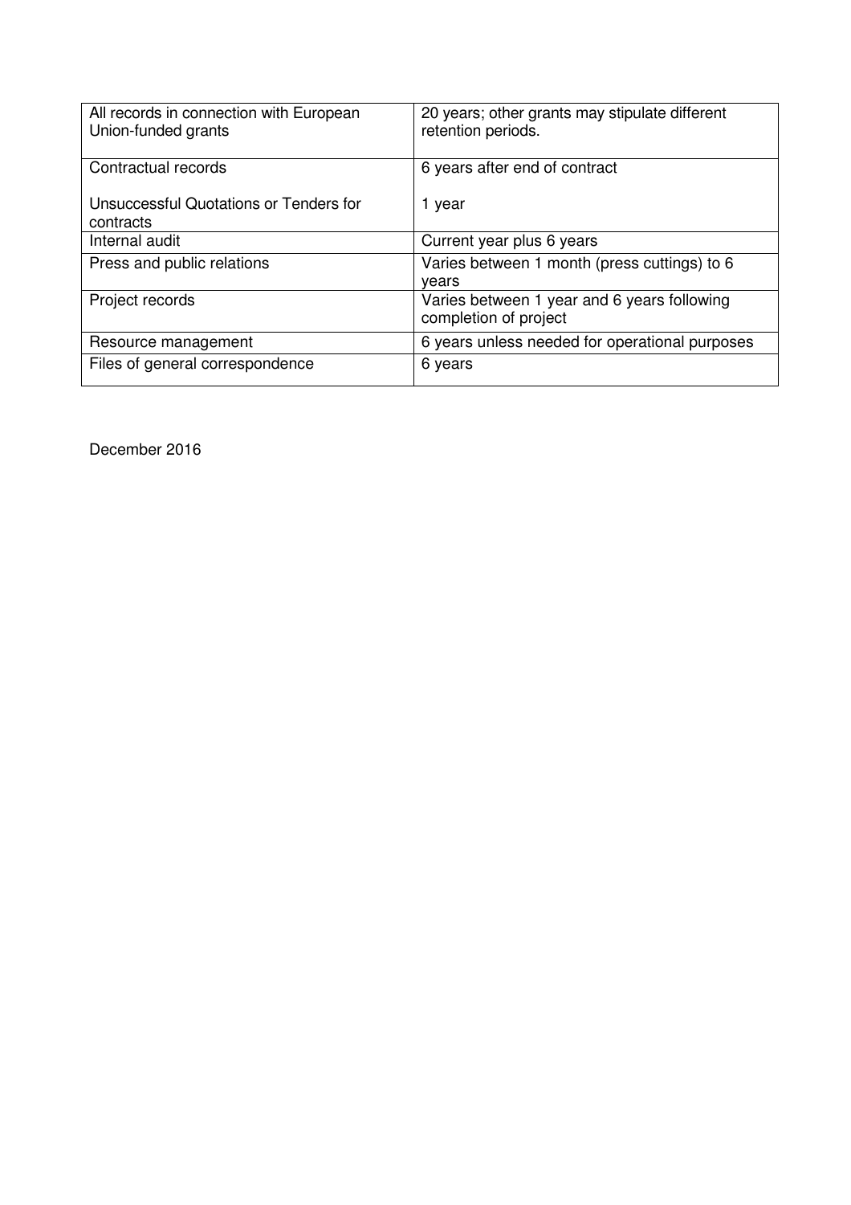| | |
|---|---|
| All records in connection with European Union-funded grants | 20 years; other grants may stipulate different retention periods. |
| Contractual records<br><br>Unsuccessful Quotations or Tenders for contracts | 6 years after end of contract<br><br>1 year |
| Internal audit | Current year plus 6 years |
| Press and public relations | Varies between 1 month (press cuttings) to 6 years |
| Project records | Varies between 1 year and 6 years following completion of project |
| Resource management | 6 years unless needed for operational purposes |
| Files of general correspondence | 6 years |

December 2016